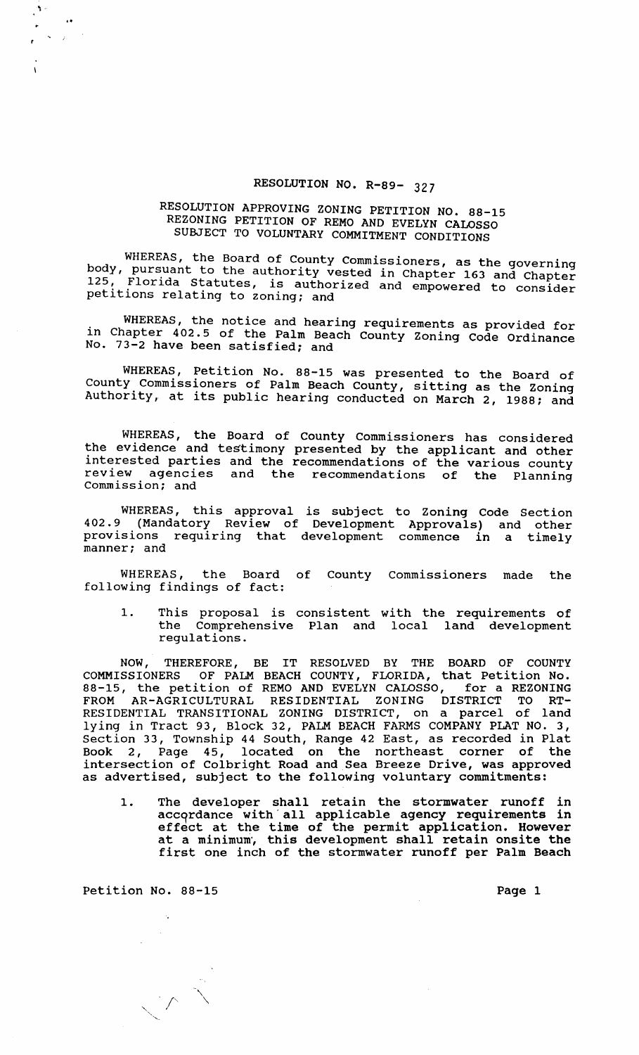# RESOLUTION NO. R-89- 327

## RESOLUTION APPROVING ZONING PETITION NO. 88-15
## REZONING PETITION OF REMO AND EVELYN CALOSSO
## SUBJECT TO VOLUNTARY COMMITMENT CONDITIONS

WHEREAS, the Board of County Commissioners, as the governing body, pursuant to the authority vested in Chapter 163 and Chapter 125, Florida Statutes, is authorized and empowered to consider petitions relating to zoning; and

WHEREAS, the notice and hearing requirements as provided for in Chapter 402.5 of the Palm Beach County Zoning Code Ordinance No. 73-2 have been satisfied; and

WHEREAS, Petition No. 88-15 was presented to the Board of County Commissioners of Palm Beach County, sitting as the Zoning Authority, at its public hearing conducted on March 2, 1988; and

WHEREAS, the Board of County Commissioners has considered the evidence and testimony presented by the applicant and other interested parties and the recommendations of the various county review agencies and the recommendations of the Planning Commission; and

WHEREAS, this approval is subject to Zoning Code Section 402.9 (Mandatory Review of Development Approvals) and other provisions requiring that development commence in a timely manner; and

WHEREAS, the Board of County Commissioners made the following findings of fact:

1. This proposal is consistent with the requirements of the Comprehensive Plan and local land development regulations.

NOW, THEREFORE, BE IT RESOLVED BY THE BOARD OF COUNTY COMMISSIONERS OF PALM BEACH COUNTY, FLORIDA, that Petition No. 88-15, the petition of REMO AND EVELYN CALOSSO, for a REZONING FROM AR-AGRICULTURAL RESIDENTIAL ZONING DISTRICT TO RT-RESIDENTIAL TRANSITIONAL ZONING DISTRICT, on a parcel of land lying in Tract 93, Block 32, PALM BEACH FARMS COMPANY PLAT NO. 3, Section 33, Township 44 South, Range 42 East, as recorded in Plat Book 2, Page 45, located on the northeast corner of the intersection of Colbright Road and Sea Breeze Drive, was approved as advertised, subject to the following voluntary commitments:

1. The developer shall retain the stormwater runoff in accordance with all applicable agency requirements in effect at the time of the permit application. However at a minimum, this development shall retain onsite the first one inch of the stormwater runoff per Palm Beach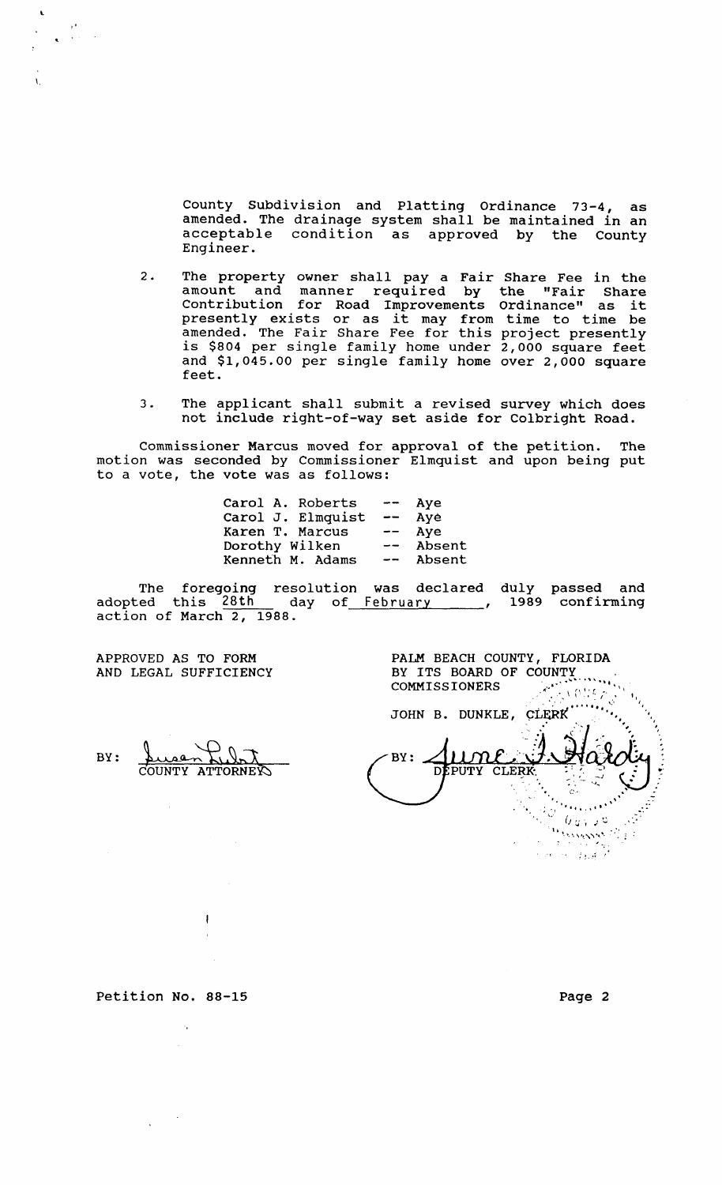County Subdivision and Platting Ordinance 73-4, as amended. The drainage system shall be maintained in an acceptable condition as approved by the County Engineer.

2. The property owner shall pay a Fair Share Fee in the amount and manner required by the "Fair Share Contribution for Road Improvements Ordinance" as it presently exists or as it may from time to time be amended. The Fair Share Fee for this project presently is $804 per single family home under 2,000 square feet and $1,045.00 per single family home over 2,000 square feet.

3. The applicant shall submit a revised survey which does not include right-of-way set aside for Colbright Road.

Commissioner Marcus moved for approval of the petition. The motion was seconded by Commissioner Elmquist and upon being put to a vote, the vote was as follows:

| | | |
|---|---|---|
| Carol A. Roberts | -- | Aye |
| Carol J. Elmquist | -- | Aye |
| Karen T. Marcus | -- | Aye |
| Dorothy Wilken | -- | Absent |
| Kenneth M. Adams | -- | Absent |

The foregoing resolution was declared duly passed and adopted this 28th day of February, 1989 confirming action of March 2, 1988.

APPROVED AS TO FORM AND LEGAL SUFFICIENCY

BY: COUNTY ATTORNEY

PALM BEACH COUNTY, FLORIDA BY ITS BOARD OF COUNTY COMMISSIONERS

JOHN B. DUNKLE, CLERK

BY: DEPUTY CLERK

Petition No. 88-15